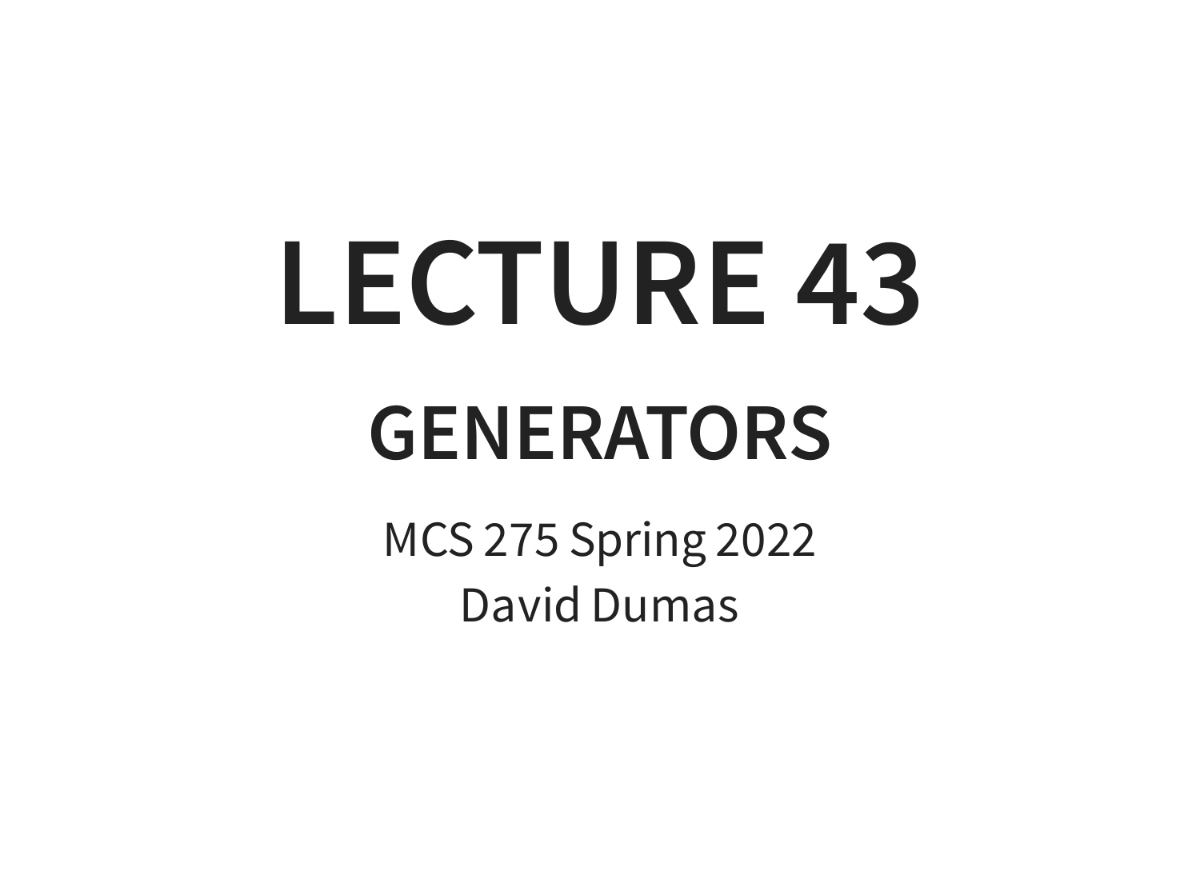# LECTURE 43

## GENERATORS

MCS 275 Spring 2022
David Dumas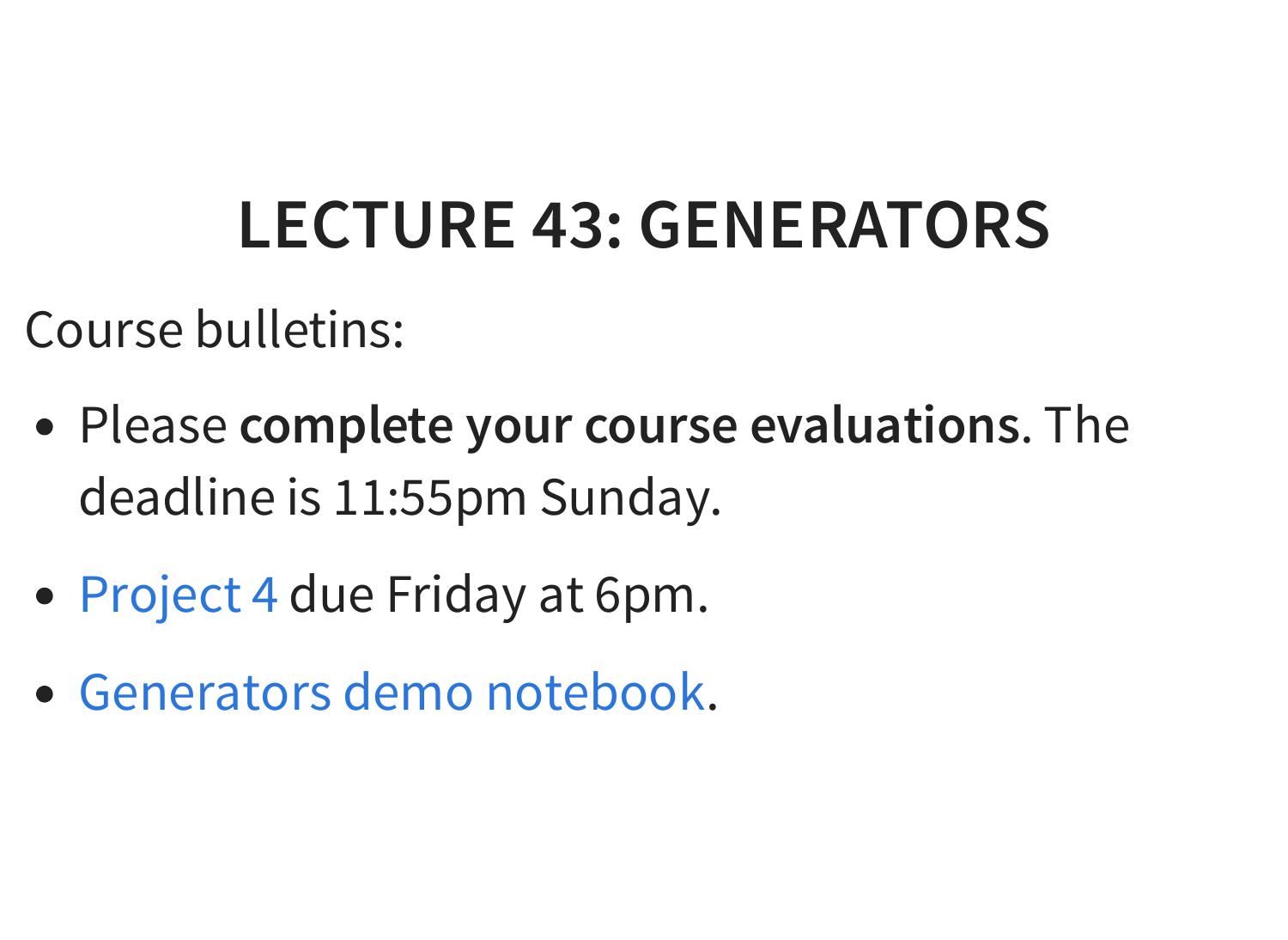# LECTURE 43: GENERATORS

Course bulletins:

- Please **complete your course evaluations**. The deadline is 11:55pm Sunday.
- Project 4 due Friday at 6pm.
- Generators demo notebook.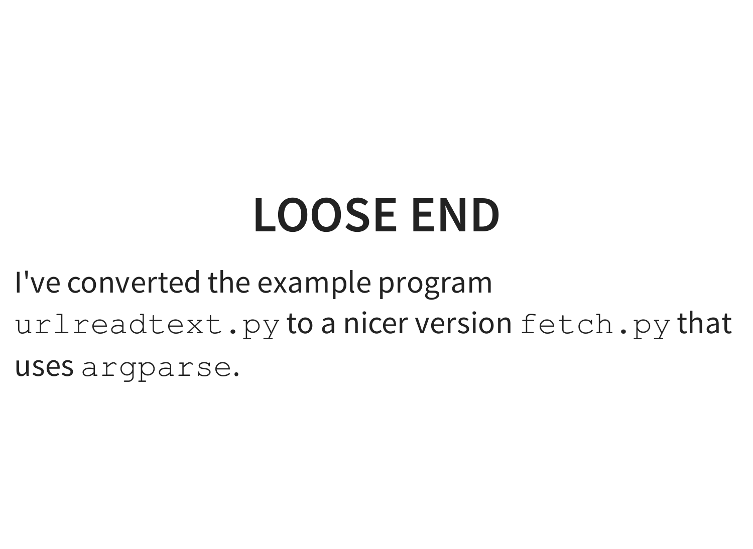# LOOSE END

I've converted the example program `urlreadtext.py` to a nicer version `fetch.py` that uses `argparse`.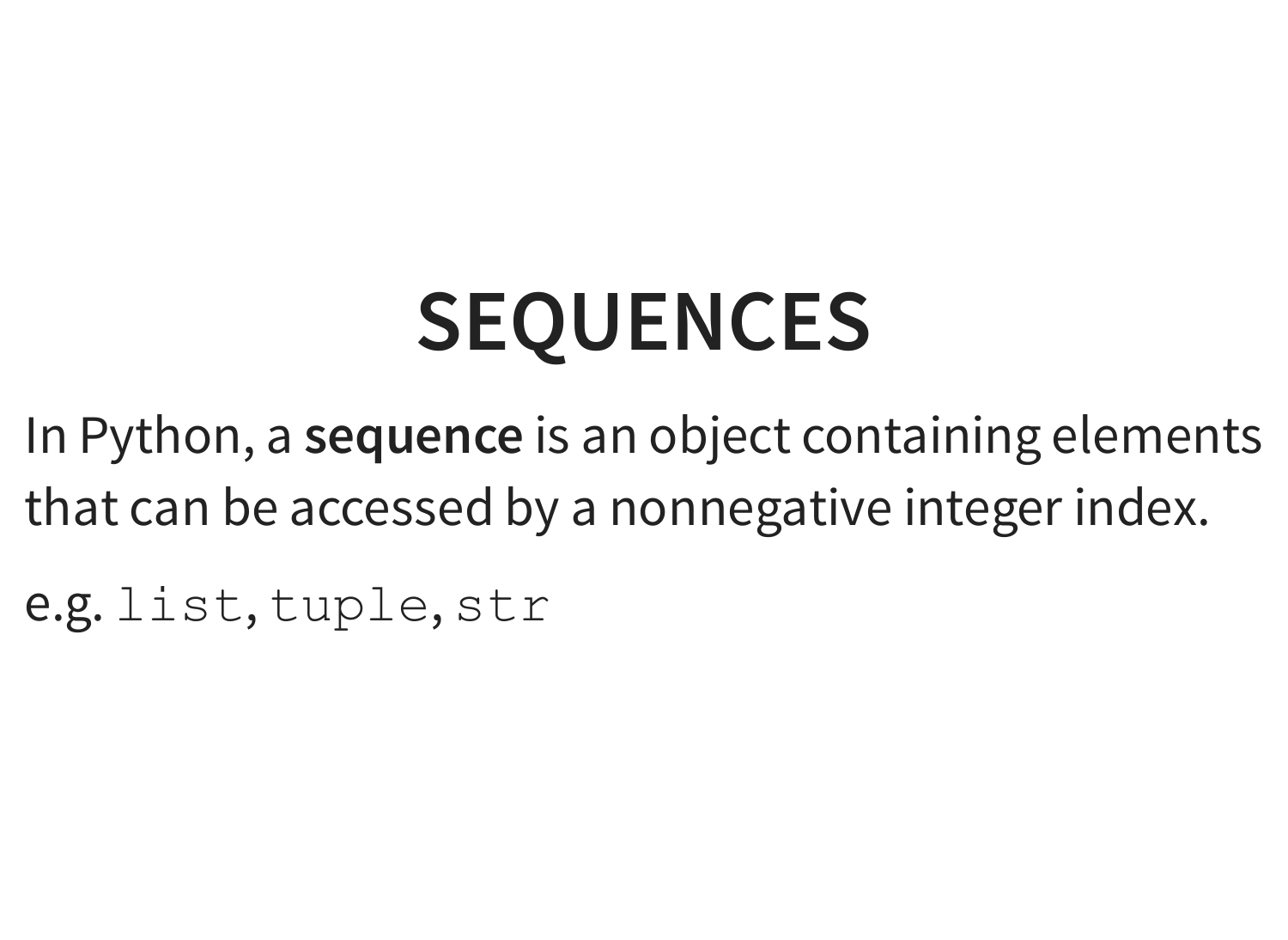# SEQUENCES

In Python, a **sequence** is an object containing elements that can be accessed by a nonnegative integer index.

e.g. `list`, `tuple`, `str`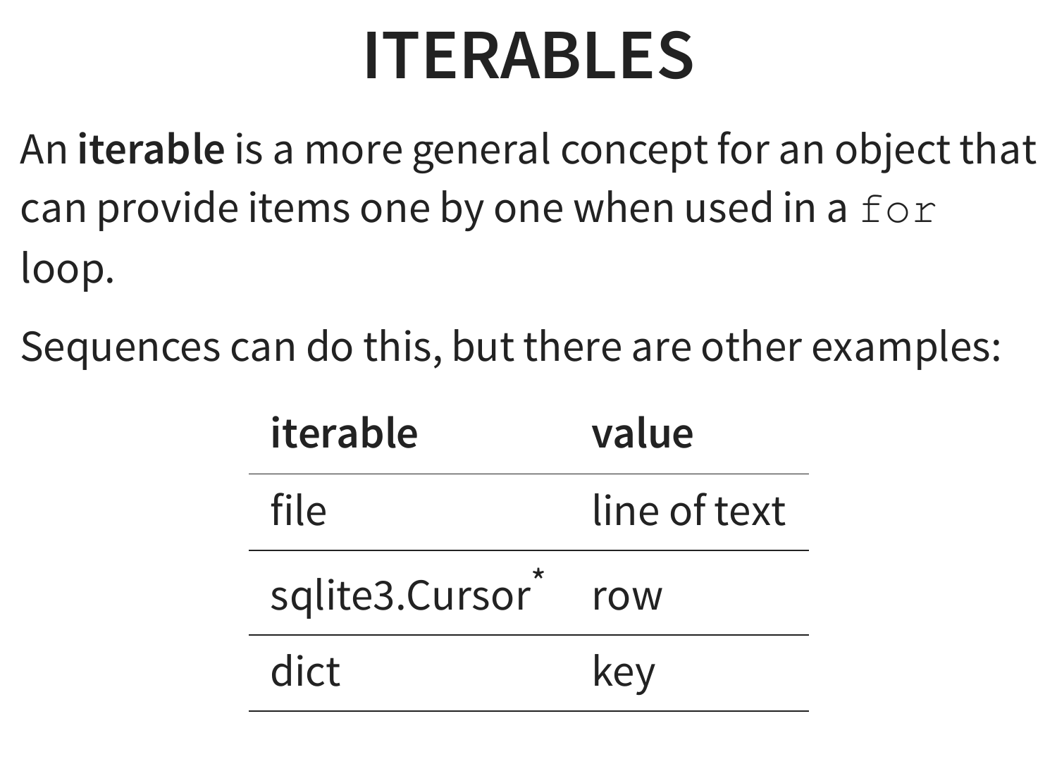# ITERABLES

An **iterable** is a more general concept for an object that can provide items one by one when used in a `for` loop.

Sequences can do this, but there are other examples:

| **iterable** | **value** |
|---|---|
| file | line of text |
| sqlite3.Cursor* | row |
| dict | key |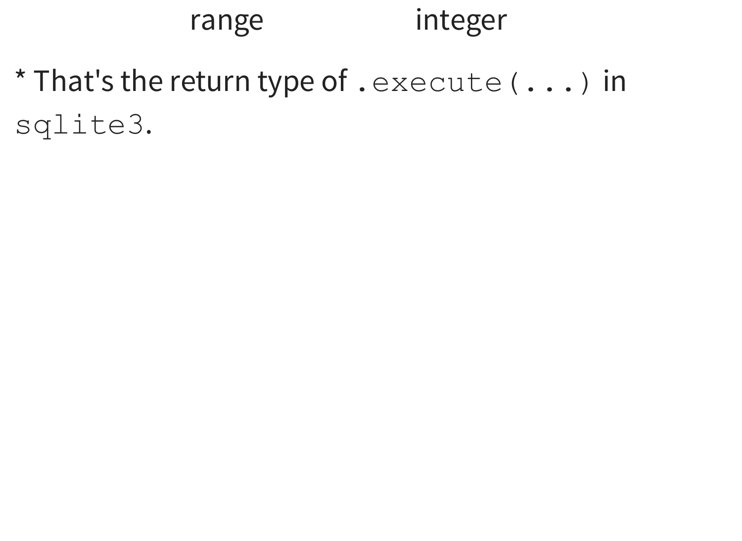| range | integer |
| --- | --- |

* That's the return type of `.execute(...)` in `sqlite3`.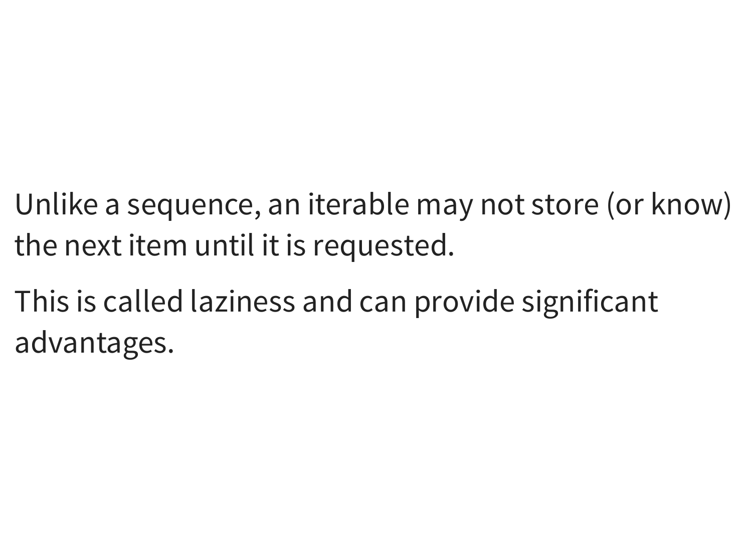Unlike a sequence, an iterable may not store (or know) the next item until it is requested.

This is called laziness and can provide significant advantages.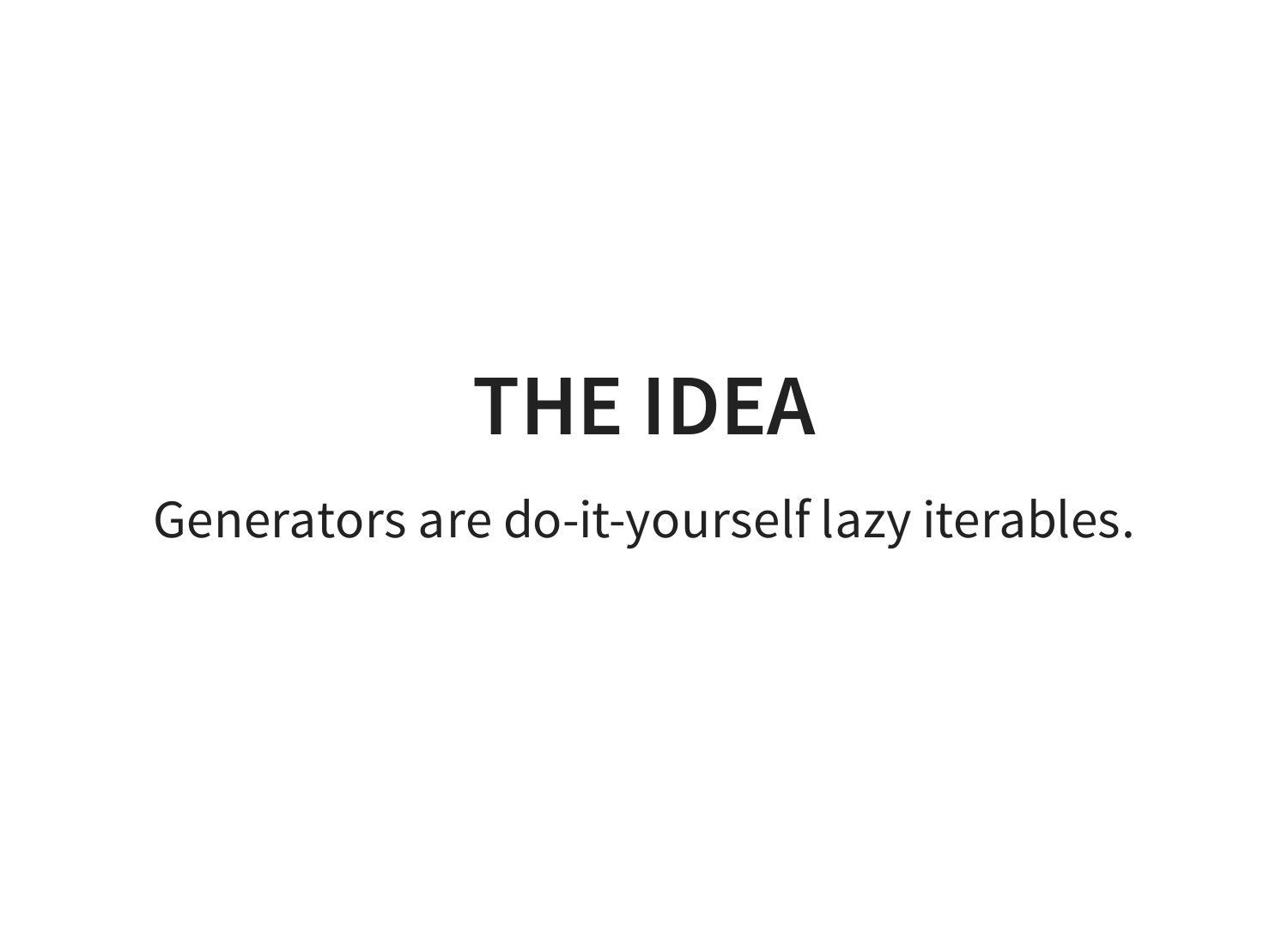# THE IDEA

Generators are do-it-yourself lazy iterables.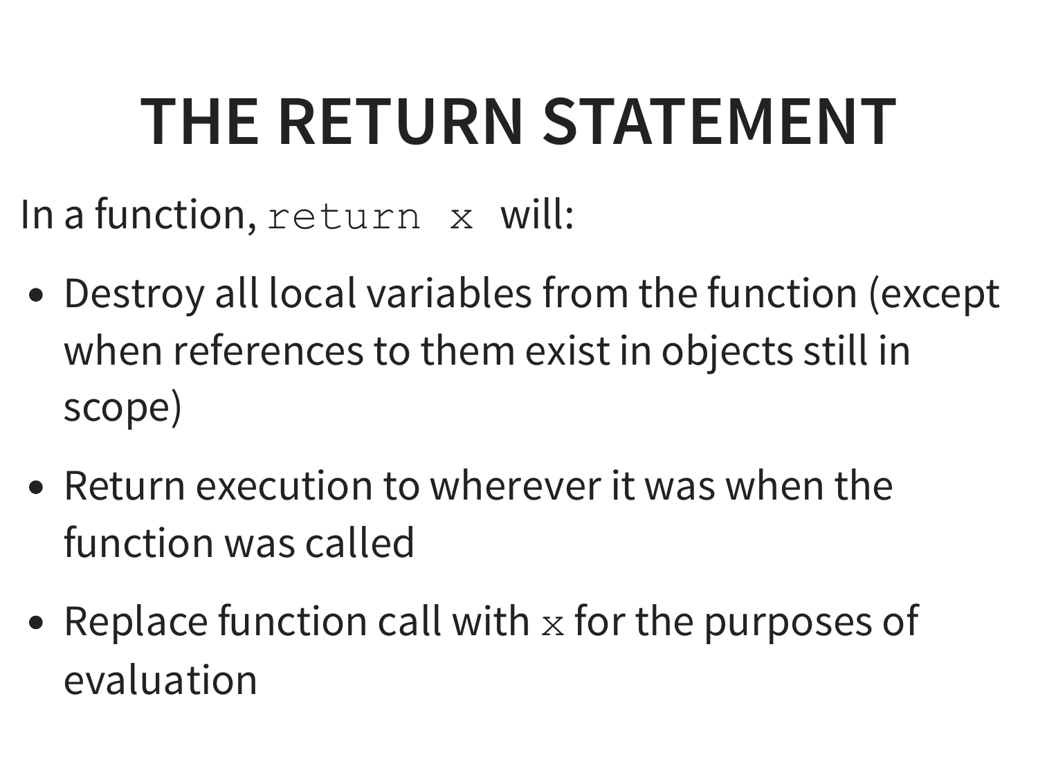# THE RETURN STATEMENT

In a function, `return x` will:

- Destroy all local variables from the function (except when references to them exist in objects still in scope)
- Return execution to wherever it was when the function was called
- Replace function call with `x` for the purposes of evaluation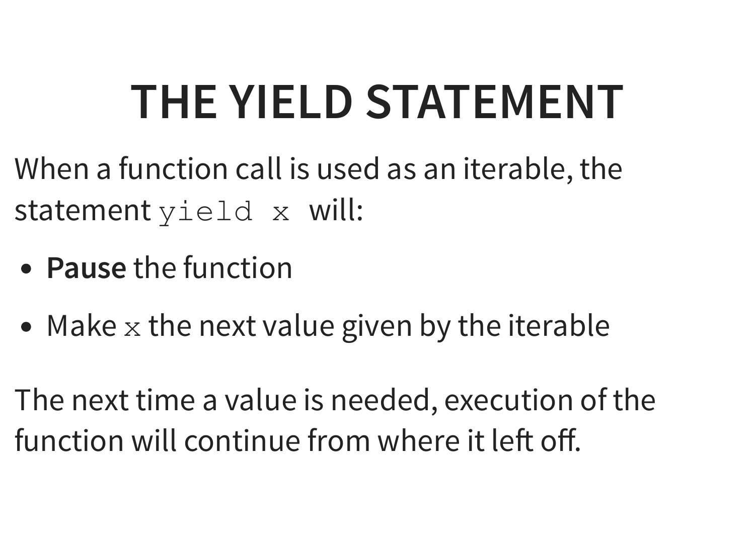# THE YIELD STATEMENT

When a function call is used as an iterable, the statement `yield x` will:

- **Pause** the function
- Make `x` the next value given by the iterable

The next time a value is needed, execution of the function will continue from where it left off.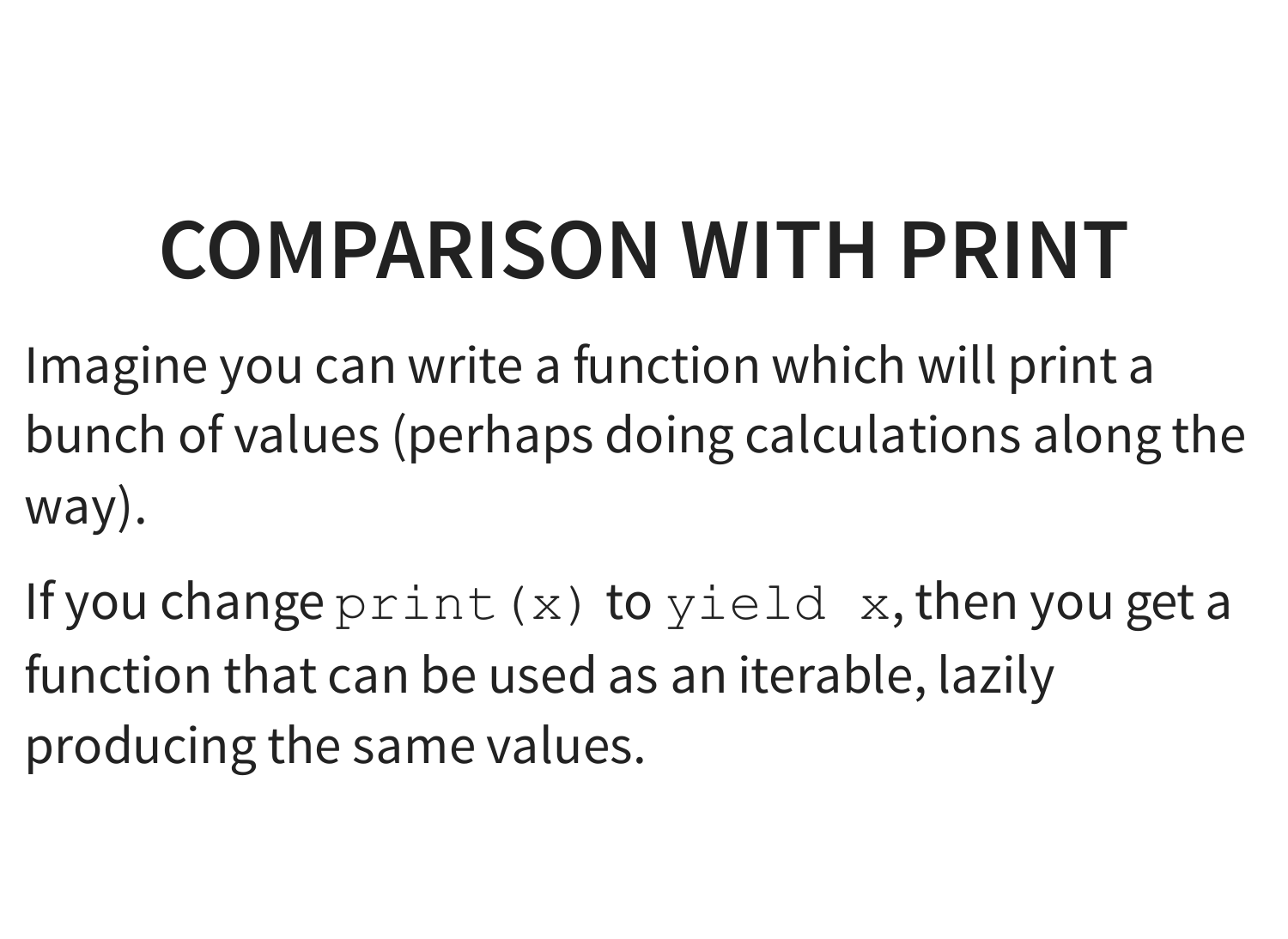# COMPARISON WITH PRINT

Imagine you can write a function which will print a bunch of values (perhaps doing calculations along the way).

If you change `print(x)` to `yield x`, then you get a function that can be used as an iterable, lazily producing the same values.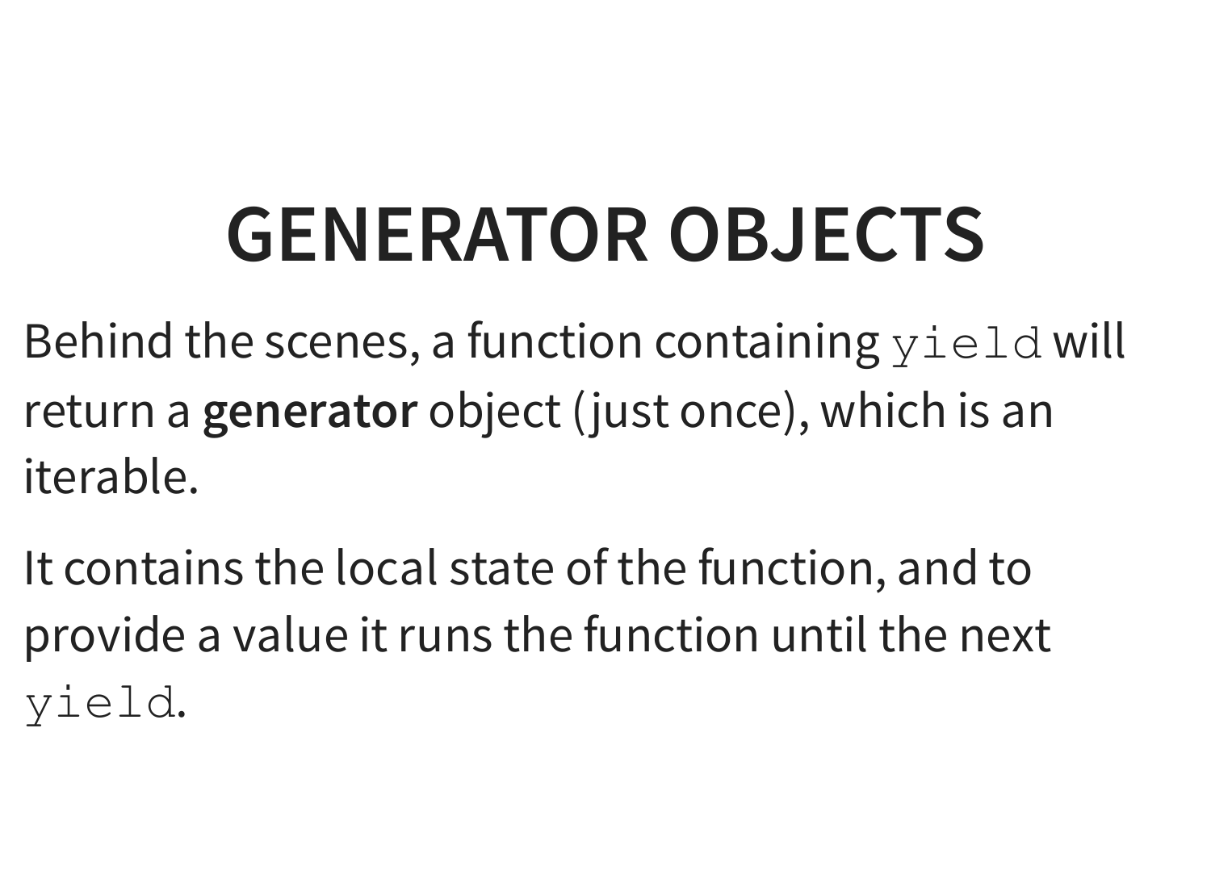# GENERATOR OBJECTS

Behind the scenes, a function containing `yield` will return a **generator** object (just once), which is an iterable.

It contains the local state of the function, and to provide a value it runs the function until the next `yield`.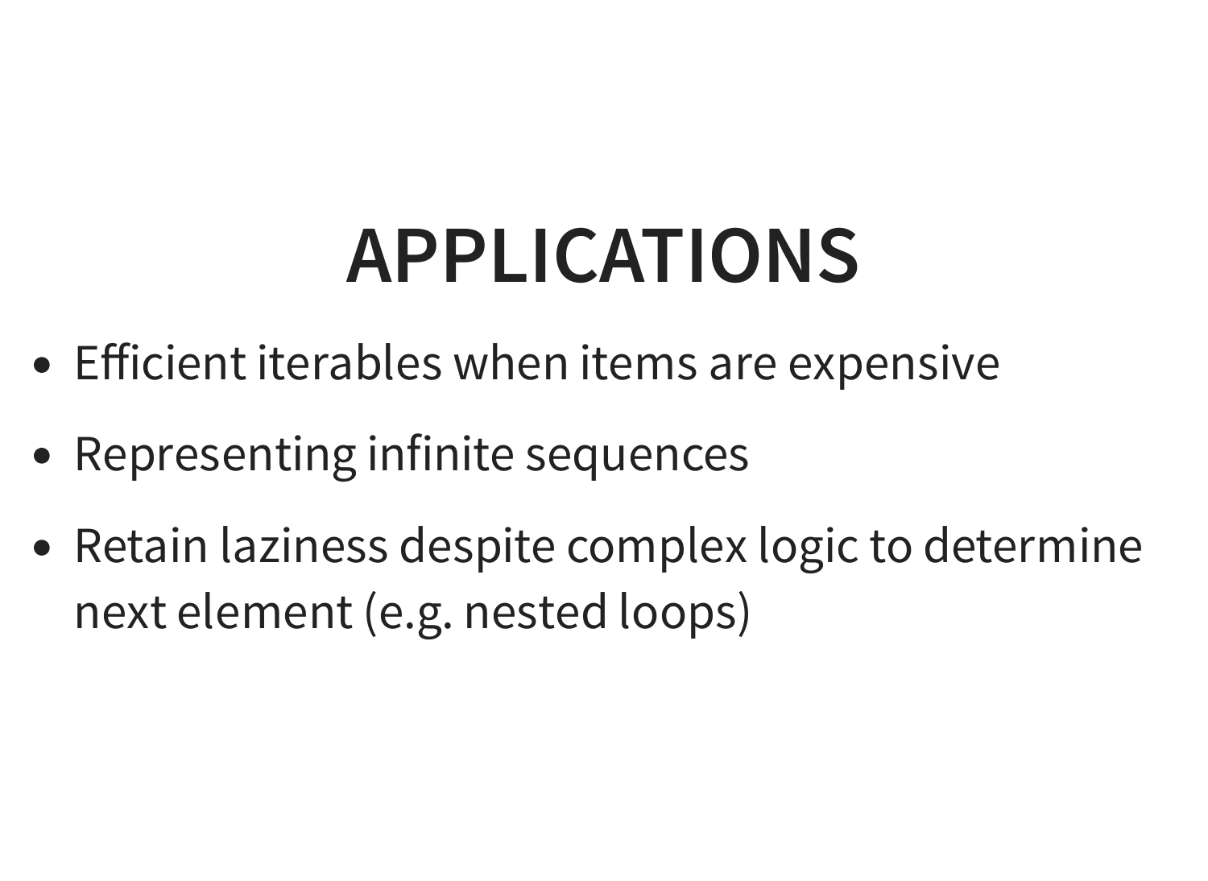# APPLICATIONS

- Efficient iterables when items are expensive
- Representing infinite sequences
- Retain laziness despite complex logic to determine next element (e.g. nested loops)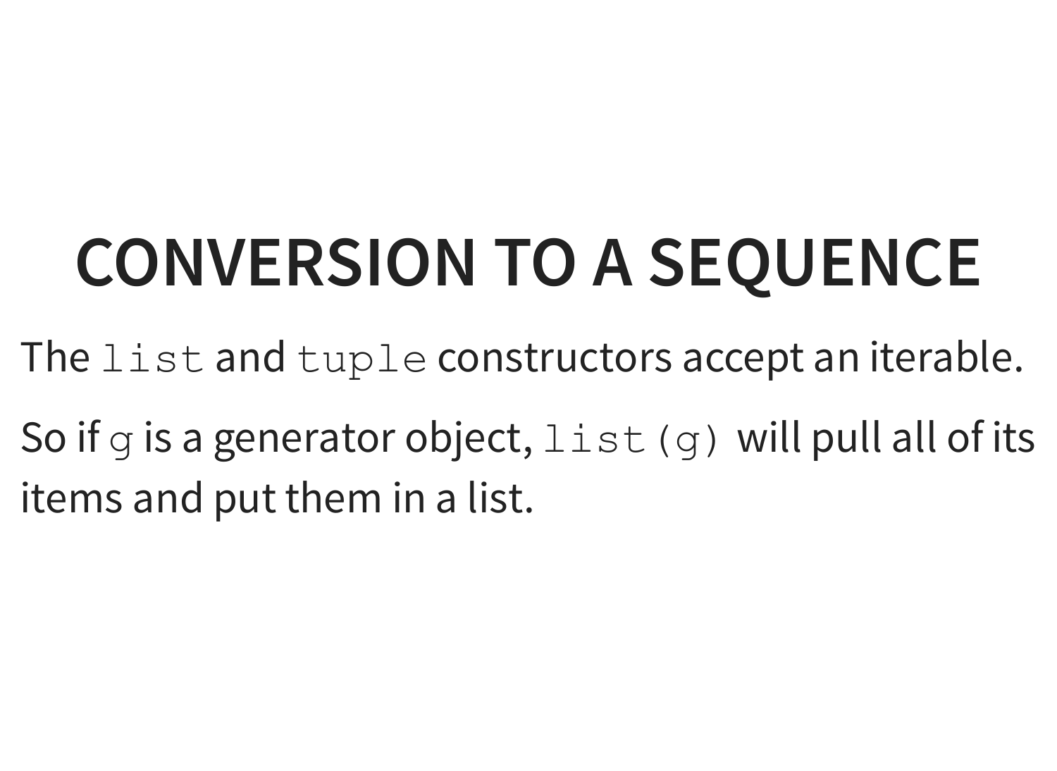# CONVERSION TO A SEQUENCE

The `list` and `tuple` constructors accept an iterable.

So if `g` is a generator object, `list(g)` will pull all of its items and put them in a list.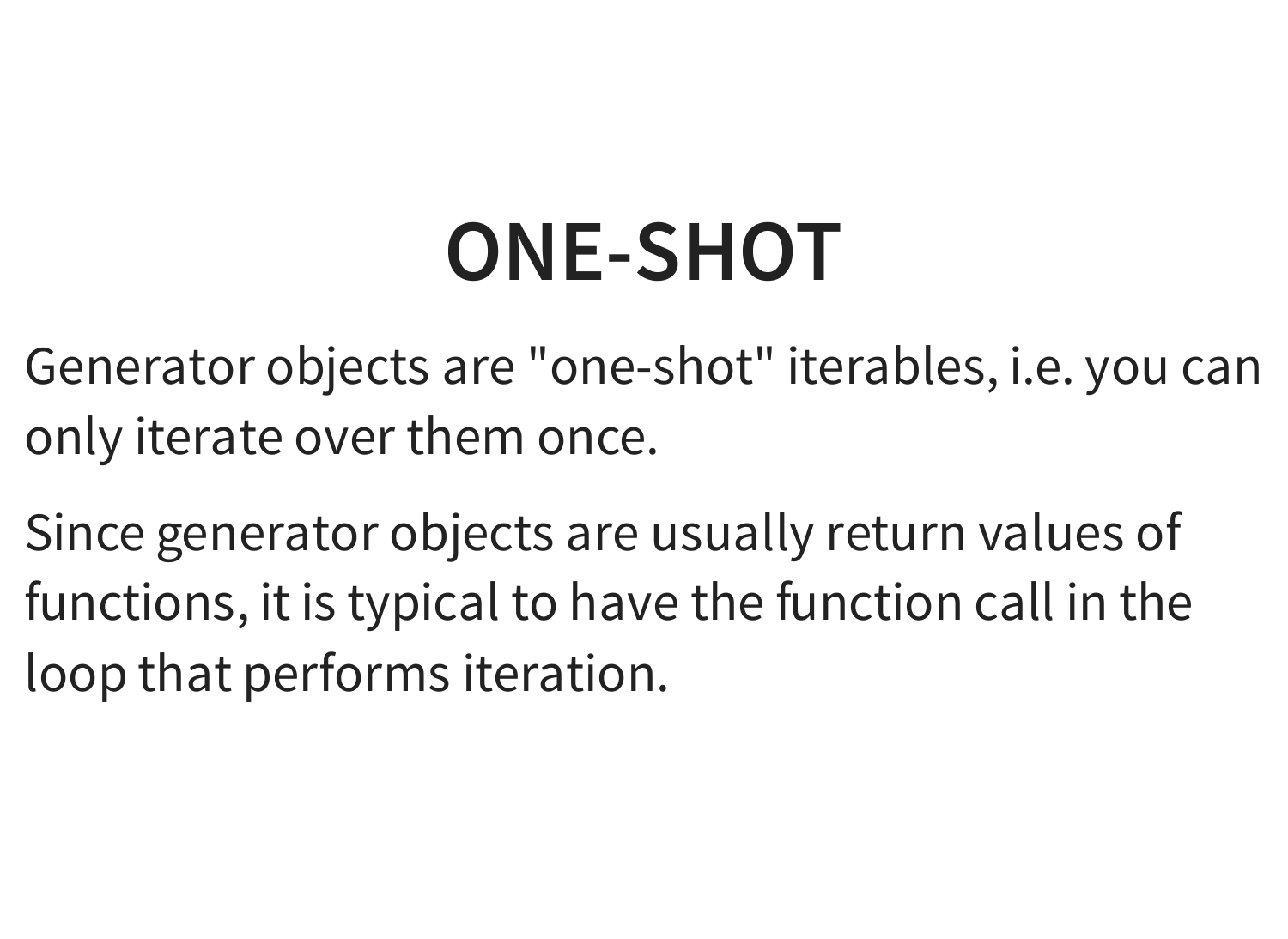# ONE-SHOT

Generator objects are "one-shot" iterables, i.e. you can only iterate over them once.

Since generator objects are usually return values of functions, it is typical to have the function call in the loop that performs iteration.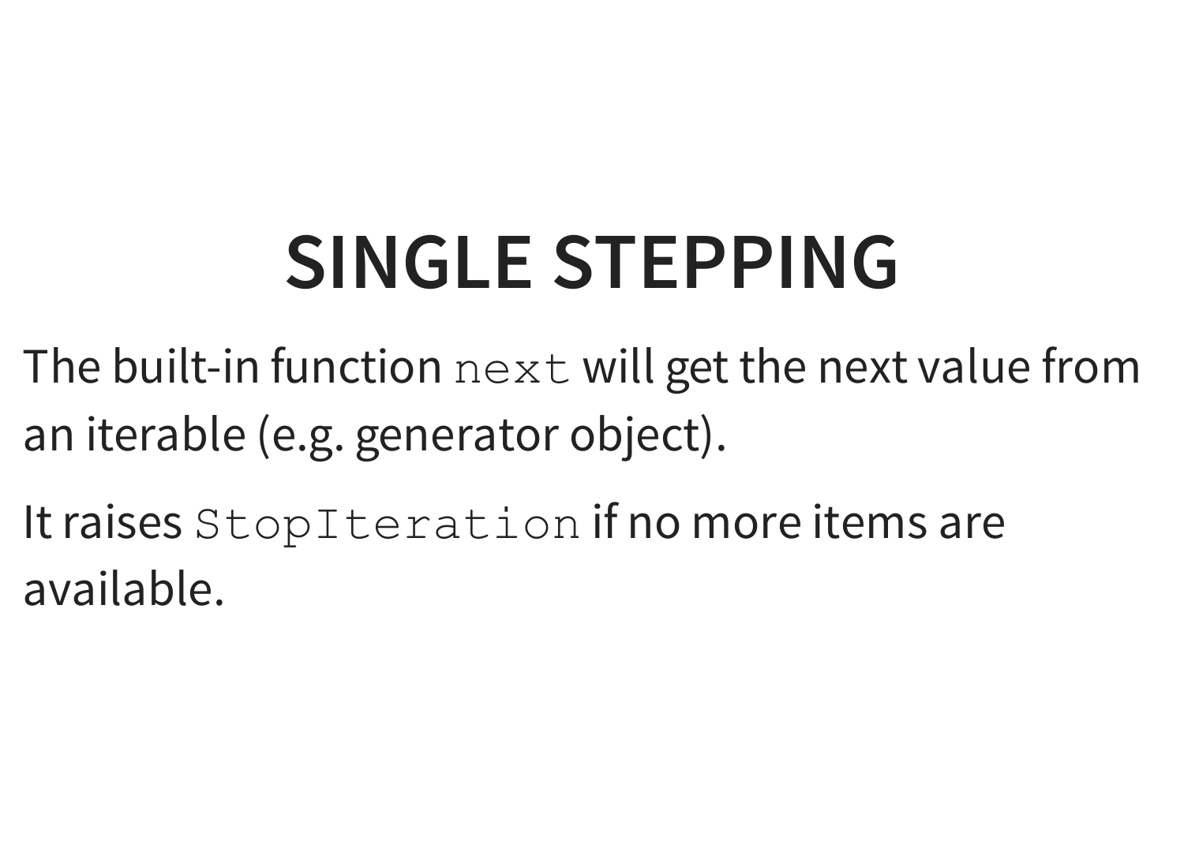# SINGLE STEPPING

The built-in function `next` will get the next value from an iterable (e.g. generator object).

It raises `StopIteration` if no more items are available.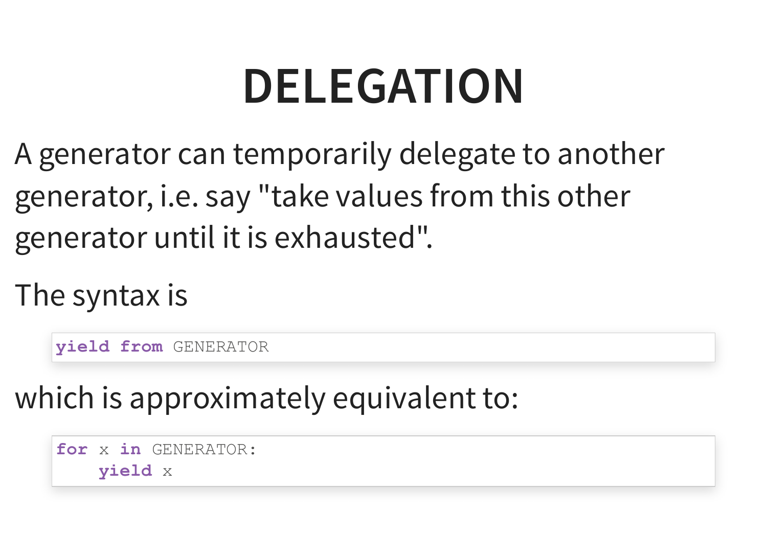# DELEGATION

A generator can temporarily delegate to another generator, i.e. say "take values from this other generator until it is exhausted".

The syntax is

```
yield from GENERATOR
```

which is approximately equivalent to:

```
for x in GENERATOR:
    yield x
```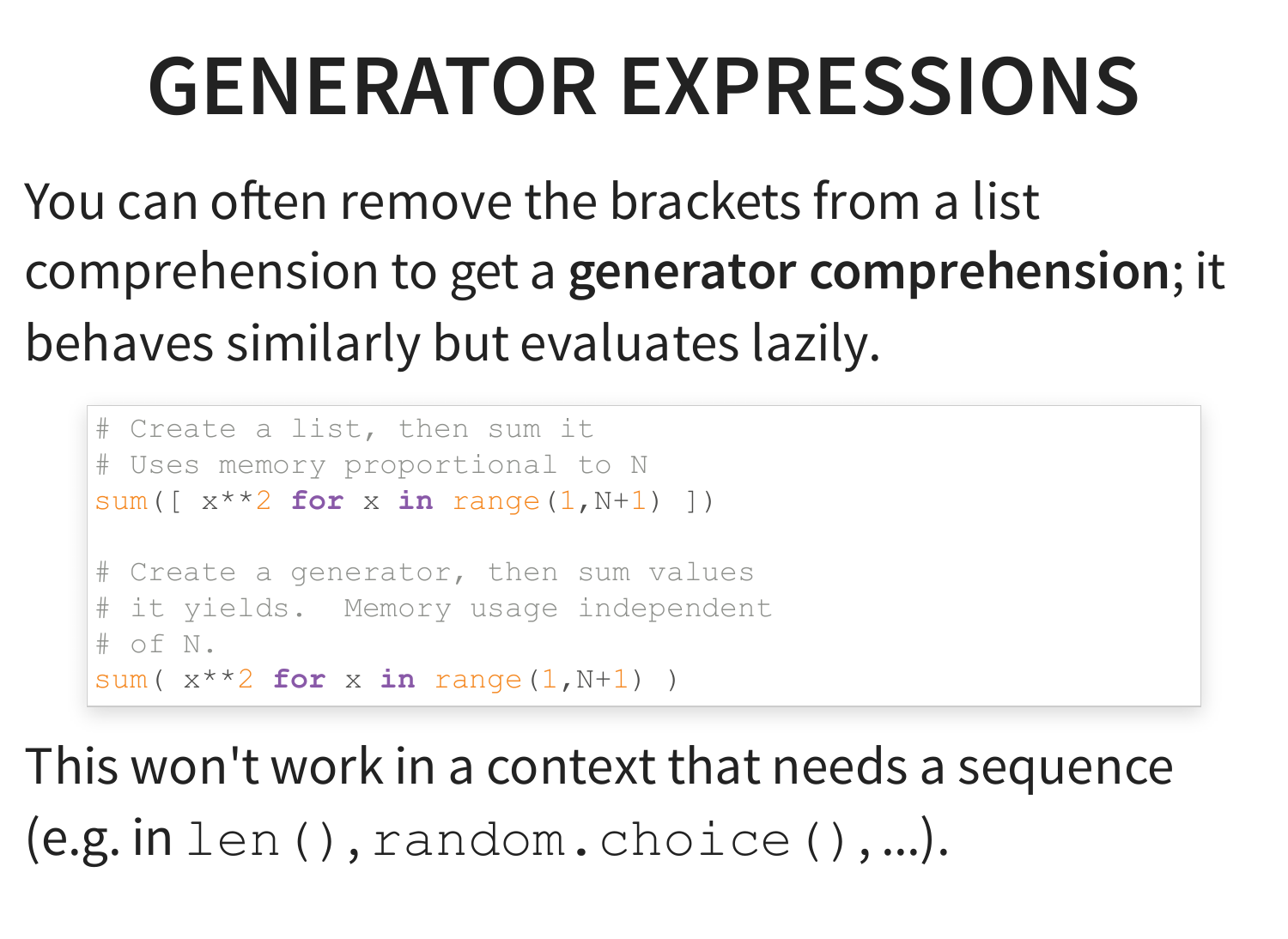# GENERATOR EXPRESSIONS

You can often remove the brackets from a list comprehension to get a **generator comprehension**; it behaves similarly but evaluates lazily.

```
# Create a list, then sum it
# Uses memory proportional to N
sum([ x**2 for x in range(1,N+1) ])

# Create a generator, then sum values
# it yields.  Memory usage independent
# of N.
sum( x**2 for x in range(1,N+1) )
```

This won't work in a context that needs a sequence (e.g. in `len()`, `random.choice()`, ...).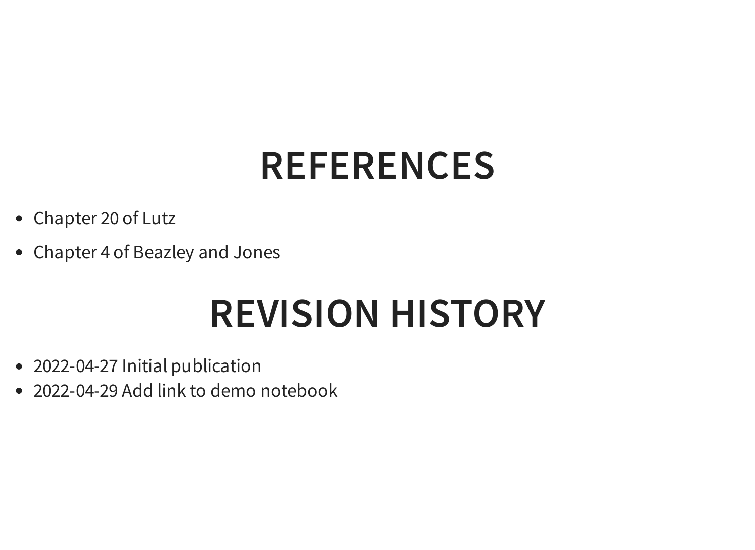# REFERENCES

- Chapter 20 of Lutz
- Chapter 4 of Beazley and Jones

# REVISION HISTORY

- 2022-04-27 Initial publication
- 2022-04-29 Add link to demo notebook